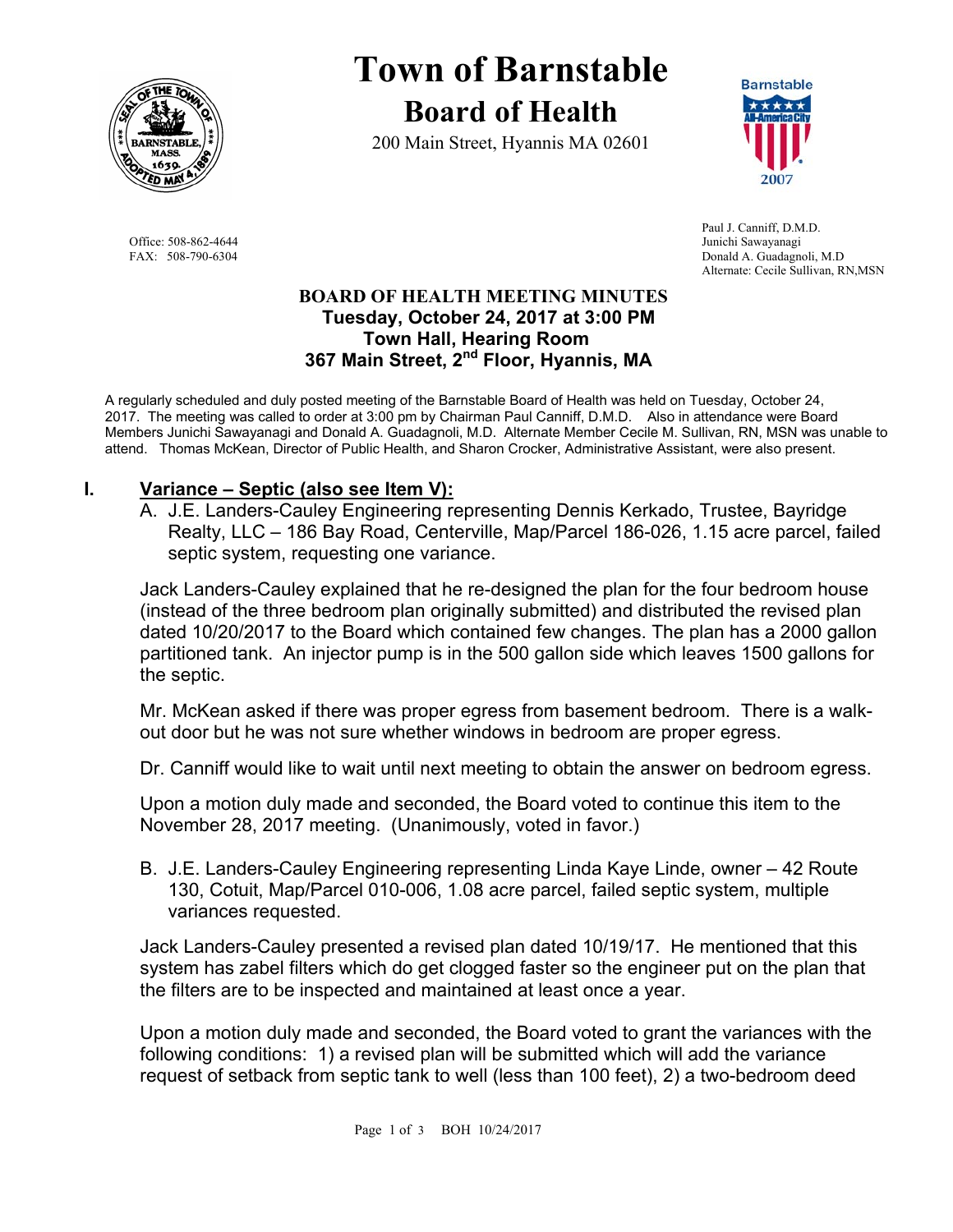# Town of Barnstable

## Board of Health

200 Main Street, Hyannis MA 02601

Office: 508-862-4644
FAX: 508-790-6304

Paul J. Canniff, D.M.D.
Junichi Sawayanagi
Donald A. Guadagnoli, M.D
Alternate: Cecile Sullivan, RN,MSN

**BOARD OF HEALTH MEETING MINUTES**
**Tuesday, October 24, 2017 at 3:00 PM**
**Town Hall, Hearing Room**
**367 Main Street, 2nd Floor, Hyannis, MA**

A regularly scheduled and duly posted meeting of the Barnstable Board of Health was held on Tuesday, October 24, 2017. The meeting was called to order at 3:00 pm by Chairman Paul Canniff, D.M.D. Also in attendance were Board Members Junichi Sawayanagi and Donald A. Guadagnoli, M.D. Alternate Member Cecile M. Sullivan, RN, MSN was unable to attend. Thomas McKean, Director of Public Health, and Sharon Crocker, Administrative Assistant, were also present.

## I. Variance – Septic (also see Item V):

A. J.E. Landers-Cauley Engineering representing Dennis Kerkado, Trustee, Bayridge Realty, LLC – 186 Bay Road, Centerville, Map/Parcel 186-026, 1.15 acre parcel, failed septic system, requesting one variance.

Jack Landers-Cauley explained that he re-designed the plan for the four bedroom house (instead of the three bedroom plan originally submitted) and distributed the revised plan dated 10/20/2017 to the Board which contained few changes. The plan has a 2000 gallon partitioned tank. An injector pump is in the 500 gallon side which leaves 1500 gallons for the septic.

Mr. McKean asked if there was proper egress from basement bedroom. There is a walk-out door but he was not sure whether windows in bedroom are proper egress.

Dr. Canniff would like to wait until next meeting to obtain the answer on bedroom egress.

Upon a motion duly made and seconded, the Board voted to continue this item to the November 28, 2017 meeting. (Unanimously, voted in favor.)

B. J.E. Landers-Cauley Engineering representing Linda Kaye Linde, owner – 42 Route 130, Cotuit, Map/Parcel 010-006, 1.08 acre parcel, failed septic system, multiple variances requested.

Jack Landers-Cauley presented a revised plan dated 10/19/17. He mentioned that this system has zabel filters which do get clogged faster so the engineer put on the plan that the filters are to be inspected and maintained at least once a year.

Upon a motion duly made and seconded, the Board voted to grant the variances with the following conditions: 1) a revised plan will be submitted which will add the variance request of setback from septic tank to well (less than 100 feet), 2) a two-bedroom deed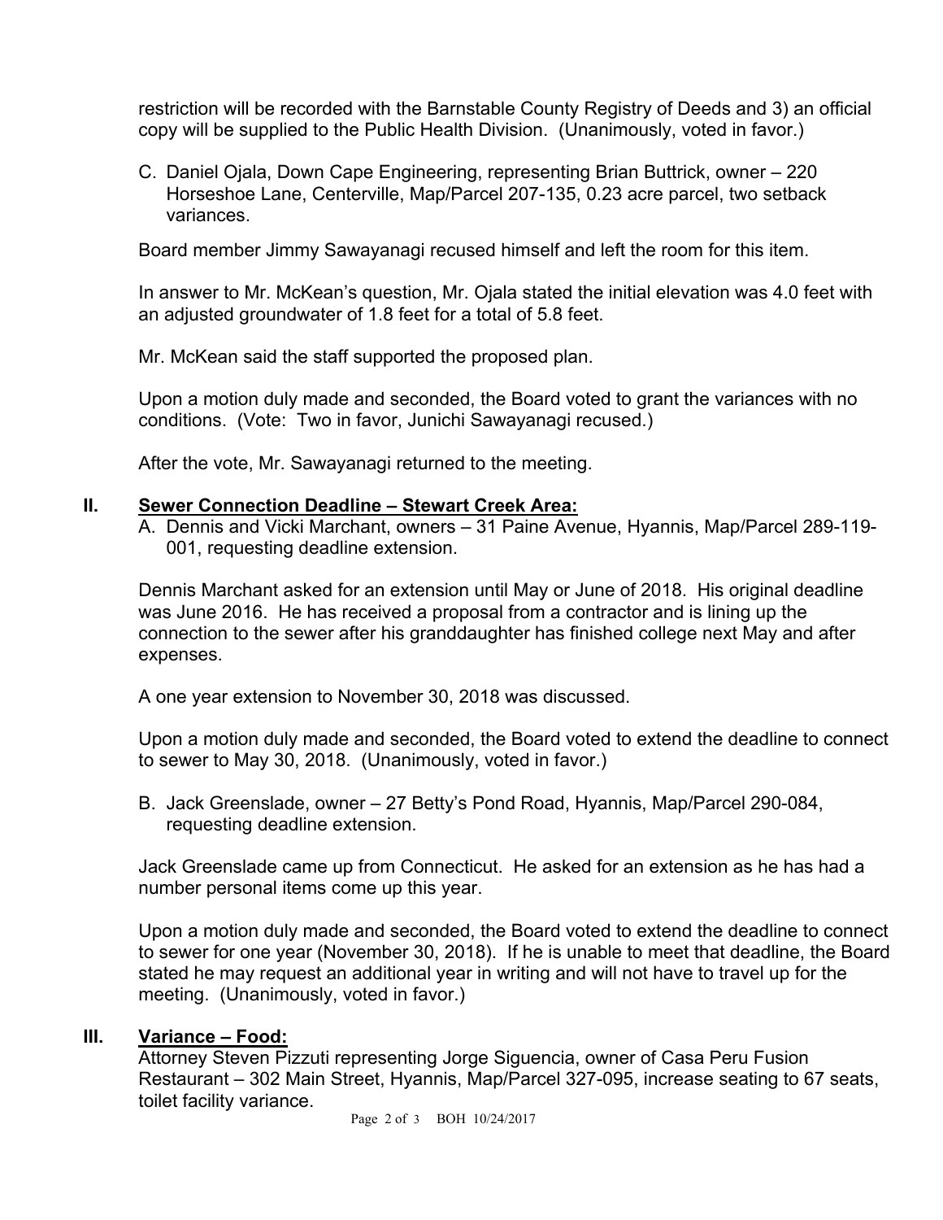restriction will be recorded with the Barnstable County Registry of Deeds and 3) an official copy will be supplied to the Public Health Division. (Unanimously, voted in favor.)

C. Daniel Ojala, Down Cape Engineering, representing Brian Buttrick, owner – 220 Horseshoe Lane, Centerville, Map/Parcel 207-135, 0.23 acre parcel, two setback variances.

Board member Jimmy Sawayanagi recused himself and left the room for this item.

In answer to Mr. McKean's question, Mr. Ojala stated the initial elevation was 4.0 feet with an adjusted groundwater of 1.8 feet for a total of 5.8 feet.

Mr. McKean said the staff supported the proposed plan.

Upon a motion duly made and seconded, the Board voted to grant the variances with no conditions. (Vote: Two in favor, Junichi Sawayanagi recused.)

After the vote, Mr. Sawayanagi returned to the meeting.

## II. Sewer Connection Deadline – Stewart Creek Area:

A. Dennis and Vicki Marchant, owners – 31 Paine Avenue, Hyannis, Map/Parcel 289-119-001, requesting deadline extension.

Dennis Marchant asked for an extension until May or June of 2018. His original deadline was June 2016. He has received a proposal from a contractor and is lining up the connection to the sewer after his granddaughter has finished college next May and after expenses.

A one year extension to November 30, 2018 was discussed.

Upon a motion duly made and seconded, the Board voted to extend the deadline to connect to sewer to May 30, 2018. (Unanimously, voted in favor.)

B. Jack Greenslade, owner – 27 Betty's Pond Road, Hyannis, Map/Parcel 290-084, requesting deadline extension.

Jack Greenslade came up from Connecticut. He asked for an extension as he has had a number personal items come up this year.

Upon a motion duly made and seconded, the Board voted to extend the deadline to connect to sewer for one year (November 30, 2018). If he is unable to meet that deadline, the Board stated he may request an additional year in writing and will not have to travel up for the meeting. (Unanimously, voted in favor.)

## III. Variance – Food:

Attorney Steven Pizzuti representing Jorge Siguencia, owner of Casa Peru Fusion Restaurant – 302 Main Street, Hyannis, Map/Parcel 327-095, increase seating to 67 seats, toilet facility variance.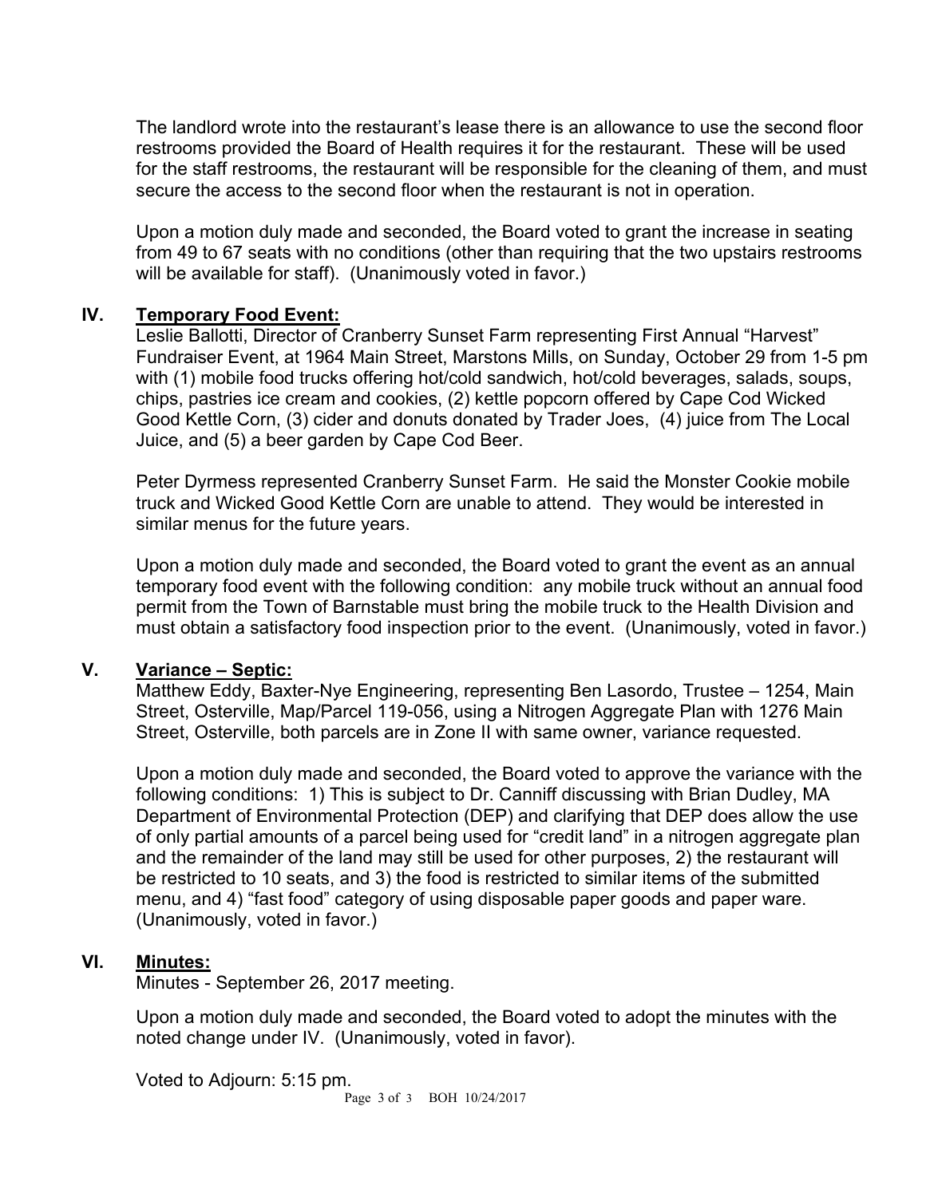The landlord wrote into the restaurant's lease there is an allowance to use the second floor restrooms provided the Board of Health requires it for the restaurant. These will be used for the staff restrooms, the restaurant will be responsible for the cleaning of them, and must secure the access to the second floor when the restaurant is not in operation.

Upon a motion duly made and seconded, the Board voted to grant the increase in seating from 49 to 67 seats with no conditions (other than requiring that the two upstairs restrooms will be available for staff). (Unanimously voted in favor.)

## IV. Temporary Food Event:

Leslie Ballotti, Director of Cranberry Sunset Farm representing First Annual "Harvest" Fundraiser Event, at 1964 Main Street, Marstons Mills, on Sunday, October 29 from 1-5 pm with (1) mobile food trucks offering hot/cold sandwich, hot/cold beverages, salads, soups, chips, pastries ice cream and cookies, (2) kettle popcorn offered by Cape Cod Wicked Good Kettle Corn, (3) cider and donuts donated by Trader Joes, (4) juice from The Local Juice, and (5) a beer garden by Cape Cod Beer.

Peter Dyrmess represented Cranberry Sunset Farm. He said the Monster Cookie mobile truck and Wicked Good Kettle Corn are unable to attend. They would be interested in similar menus for the future years.

Upon a motion duly made and seconded, the Board voted to grant the event as an annual temporary food event with the following condition: any mobile truck without an annual food permit from the Town of Barnstable must bring the mobile truck to the Health Division and must obtain a satisfactory food inspection prior to the event. (Unanimously, voted in favor.)

## V. Variance – Septic:

Matthew Eddy, Baxter-Nye Engineering, representing Ben Lasordo, Trustee – 1254, Main Street, Osterville, Map/Parcel 119-056, using a Nitrogen Aggregate Plan with 1276 Main Street, Osterville, both parcels are in Zone II with same owner, variance requested.

Upon a motion duly made and seconded, the Board voted to approve the variance with the following conditions: 1) This is subject to Dr. Canniff discussing with Brian Dudley, MA Department of Environmental Protection (DEP) and clarifying that DEP does allow the use of only partial amounts of a parcel being used for "credit land" in a nitrogen aggregate plan and the remainder of the land may still be used for other purposes, 2) the restaurant will be restricted to 10 seats, and 3) the food is restricted to similar items of the submitted menu, and 4) "fast food" category of using disposable paper goods and paper ware. (Unanimously, voted in favor.)

## VI. Minutes:

Minutes - September 26, 2017 meeting.

Upon a motion duly made and seconded, the Board voted to adopt the minutes with the noted change under IV. (Unanimously, voted in favor).

Voted to Adjourn: 5:15 pm.